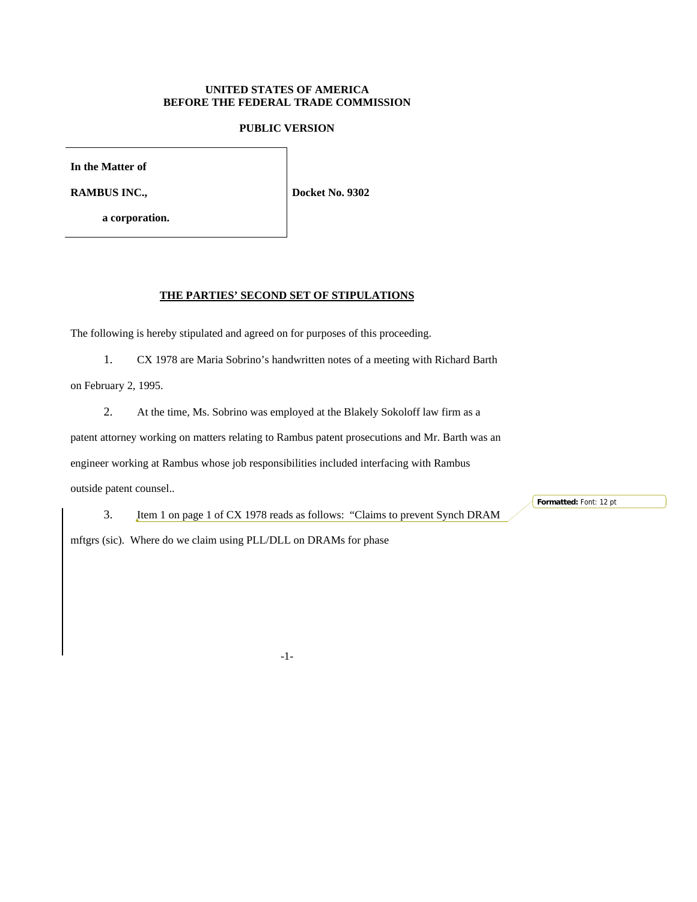**UNITED STATES OF AMERICA**
**BEFORE THE FEDERAL TRADE COMMISSION**

**PUBLIC VERSION**

| | |
|---|---|
| **In the Matter of** | |
| **RAMBUS INC.,** | **Docket No. 9302** |
| **a corporation.** | |

## THE PARTIES' SECOND SET OF STIPULATIONS

The following is hereby stipulated and agreed on for purposes of this proceeding.

1. CX 1978 are Maria Sobrino's handwritten notes of a meeting with Richard Barth on February 2, 1995.

2. At the time, Ms. Sobrino was employed at the Blakely Sokoloff law firm as a patent attorney working on matters relating to Rambus patent prosecutions and Mr. Barth was an engineer working at Rambus whose job responsibilities included interfacing with Rambus outside patent counsel..

3. Item 1 on page 1 of CX 1978 reads as follows: "Claims to prevent Synch DRAM mftgrs (sic). Where do we claim using PLL/DLL on DRAMs for phase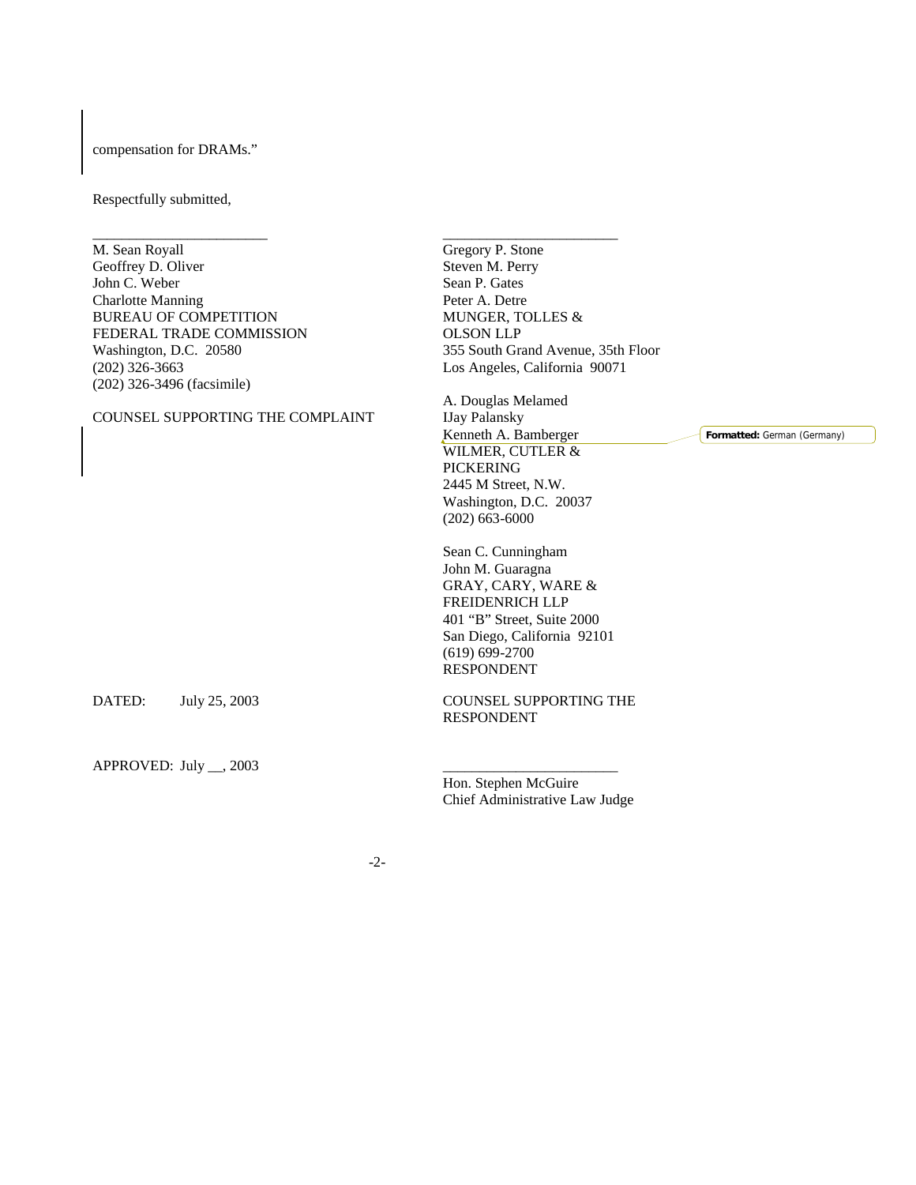compensation for DRAMs."

Respectfully submitted,

\_\_\_\_\_\_\_\_\_\_\_\_\_\_\_\_\_\_\_\_\_\_\_\_

M. Sean Royall
Geoffrey D. Oliver
John C. Weber
Charlotte Manning
BUREAU OF COMPETITION
FEDERAL TRADE COMMISSION
Washington, D.C. 20580
(202) 326-3663
(202) 326-3496 (facsimile)

COUNSEL SUPPORTING THE COMPLAINT

DATED: July 25, 2003

\_\_\_\_\_\_\_\_\_\_\_\_\_\_\_\_\_\_\_\_\_\_\_\_

Gregory P. Stone
Steven M. Perry
Sean P. Gates
Peter A. Detre
MUNGER, TOLLES & OLSON LLP
355 South Grand Avenue, 35th Floor
Los Angeles, California 90071

A. Douglas Melamed
IJay Palansky
Kenneth A. Bamberger
WILMER, CUTLER & PICKERING
2445 M Street, N.W.
Washington, D.C. 20037
(202) 663-6000

Sean C. Cunningham
John M. Guaragna
GRAY, CARY, WARE & FREIDENRICH LLP
401 "B" Street, Suite 2000
San Diego, California 92101
(619) 699-2700
RESPONDENT

COUNSEL SUPPORTING THE RESPONDENT

APPROVED: July __, 2003

\_\_\_\_\_\_\_\_\_\_\_\_\_\_\_\_\_\_\_\_\_\_\_\_

Hon. Stephen McGuire
Chief Administrative Law Judge